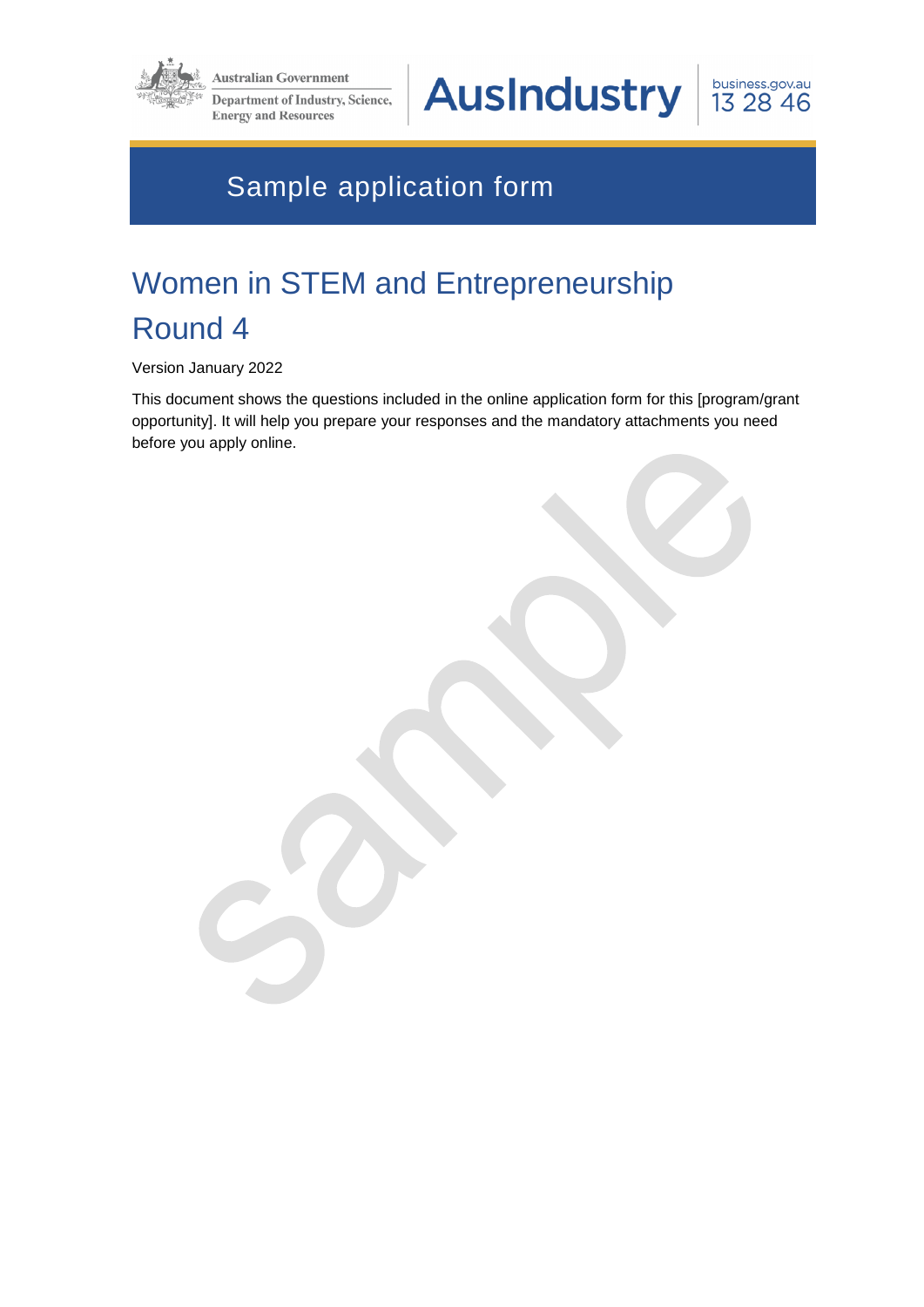Australian Government

Department of Industry, Science, Energy and Resources

AusIndustry

business.gov.au 13 28 46

# Sample application form

## Women in STEM and Entrepreneurship Round 4

Version January 2022

This document shows the questions included in the online application form for this [program/grant opportunity]. It will help you prepare your responses and the mandatory attachments you need before you apply online.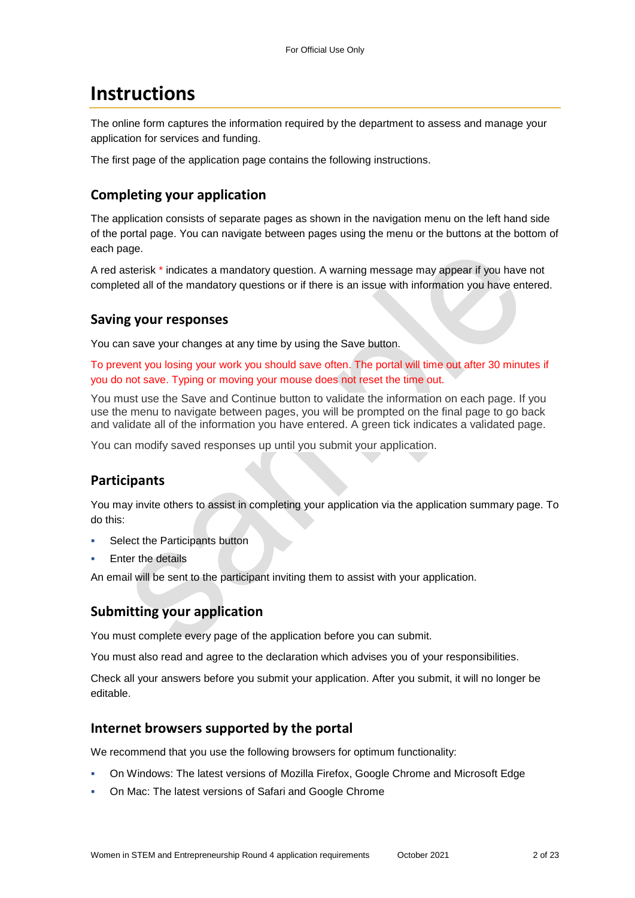# Instructions

The online form captures the information required by the department to assess and manage your application for services and funding.

The first page of the application page contains the following instructions.

## Completing your application

The application consists of separate pages as shown in the navigation menu on the left hand side of the portal page. You can navigate between pages using the menu or the buttons at the bottom of each page.

A red asterisk * indicates a mandatory question. A warning message may appear if you have not completed all of the mandatory questions or if there is an issue with information you have entered.

## Saving your responses

You can save your changes at any time by using the Save button.

To prevent you losing your work you should save often. The portal will time out after 30 minutes if you do not save. Typing or moving your mouse does not reset the time out.

You must use the Save and Continue button to validate the information on each page. If you use the menu to navigate between pages, you will be prompted on the final page to go back and validate all of the information you have entered. A green tick indicates a validated page.

You can modify saved responses up until you submit your application.

## Participants

You may invite others to assist in completing your application via the application summary page. To do this:

- Select the Participants button
- Enter the details

An email will be sent to the participant inviting them to assist with your application.

## Submitting your application

You must complete every page of the application before you can submit.

You must also read and agree to the declaration which advises you of your responsibilities.

Check all your answers before you submit your application. After you submit, it will no longer be editable.

## Internet browsers supported by the portal

We recommend that you use the following browsers for optimum functionality:

- On Windows: The latest versions of Mozilla Firefox, Google Chrome and Microsoft Edge
- On Mac: The latest versions of Safari and Google Chrome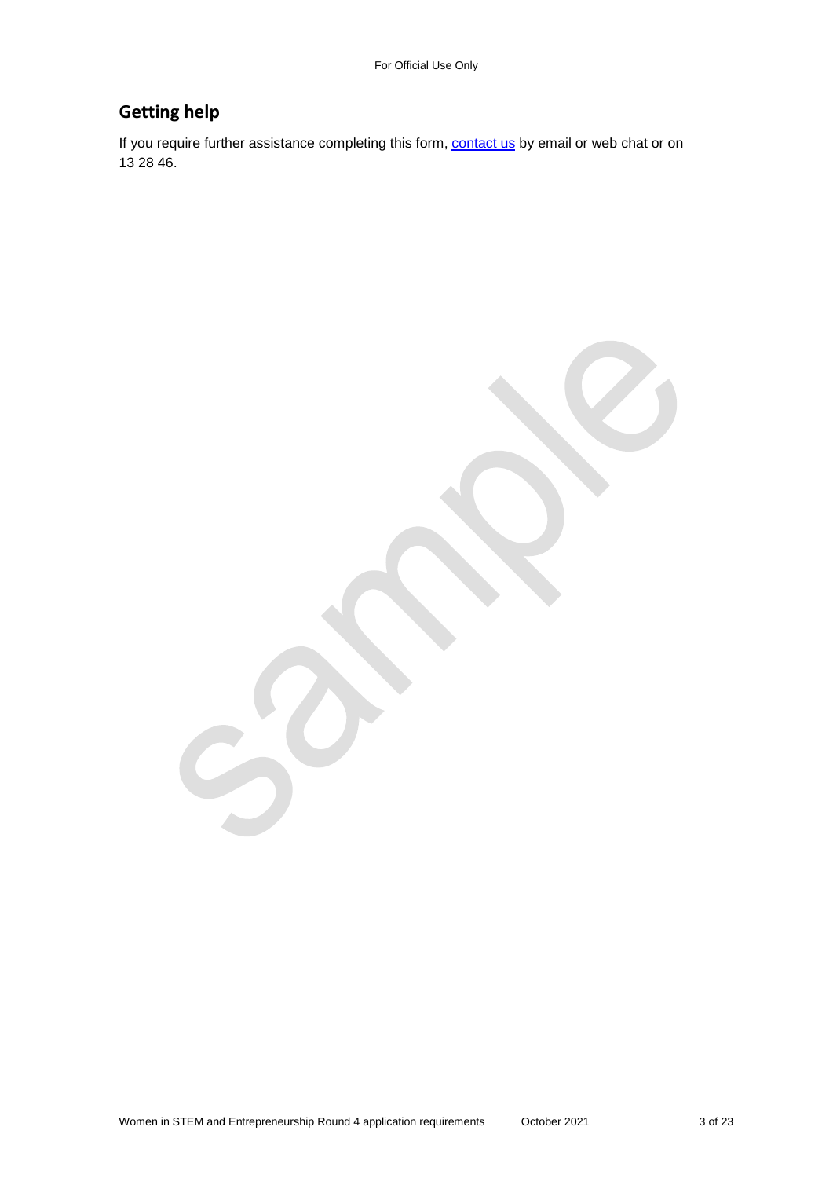## Getting help

If you require further assistance completing this form, [contact us](contact us) by email or web chat or on 13 28 46.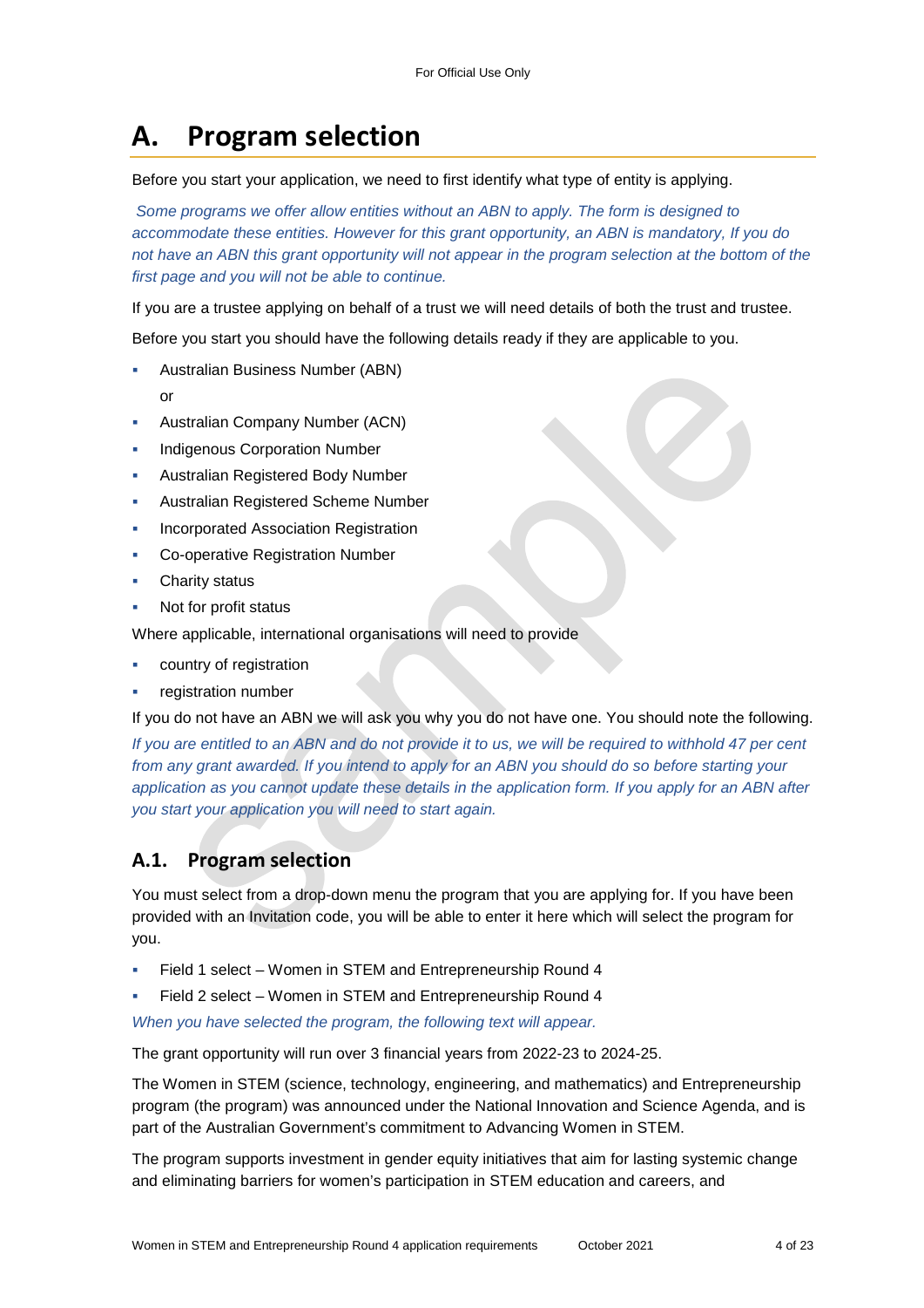# A. Program selection

Before you start your application, we need to first identify what type of entity is applying.

*Some programs we offer allow entities without an ABN to apply. The form is designed to accommodate these entities. However for this grant opportunity, an ABN is mandatory, If you do not have an ABN this grant opportunity will not appear in the program selection at the bottom of the first page and you will not be able to continue.*

If you are a trustee applying on behalf of a trust we will need details of both the trust and trustee.

Before you start you should have the following details ready if they are applicable to you.

- Australian Business Number (ABN)

  or
- Australian Company Number (ACN)
- Indigenous Corporation Number
- Australian Registered Body Number
- Australian Registered Scheme Number
- Incorporated Association Registration
- Co-operative Registration Number
- Charity status
- Not for profit status

Where applicable, international organisations will need to provide

- country of registration
- registration number

If you do not have an ABN we will ask you why you do not have one. You should note the following.

*If you are entitled to an ABN and do not provide it to us, we will be required to withhold 47 per cent from any grant awarded. If you intend to apply for an ABN you should do so before starting your application as you cannot update these details in the application form. If you apply for an ABN after you start your application you will need to start again.*

## A.1. Program selection

You must select from a drop-down menu the program that you are applying for. If you have been provided with an Invitation code, you will be able to enter it here which will select the program for you.

- Field 1 select – Women in STEM and Entrepreneurship Round 4
- Field 2 select – Women in STEM and Entrepreneurship Round 4

*When you have selected the program, the following text will appear.*

The grant opportunity will run over 3 financial years from 2022-23 to 2024-25.

The Women in STEM (science, technology, engineering, and mathematics) and Entrepreneurship program (the program) was announced under the National Innovation and Science Agenda, and is part of the Australian Government's commitment to Advancing Women in STEM.

The program supports investment in gender equity initiatives that aim for lasting systemic change and eliminating barriers for women's participation in STEM education and careers, and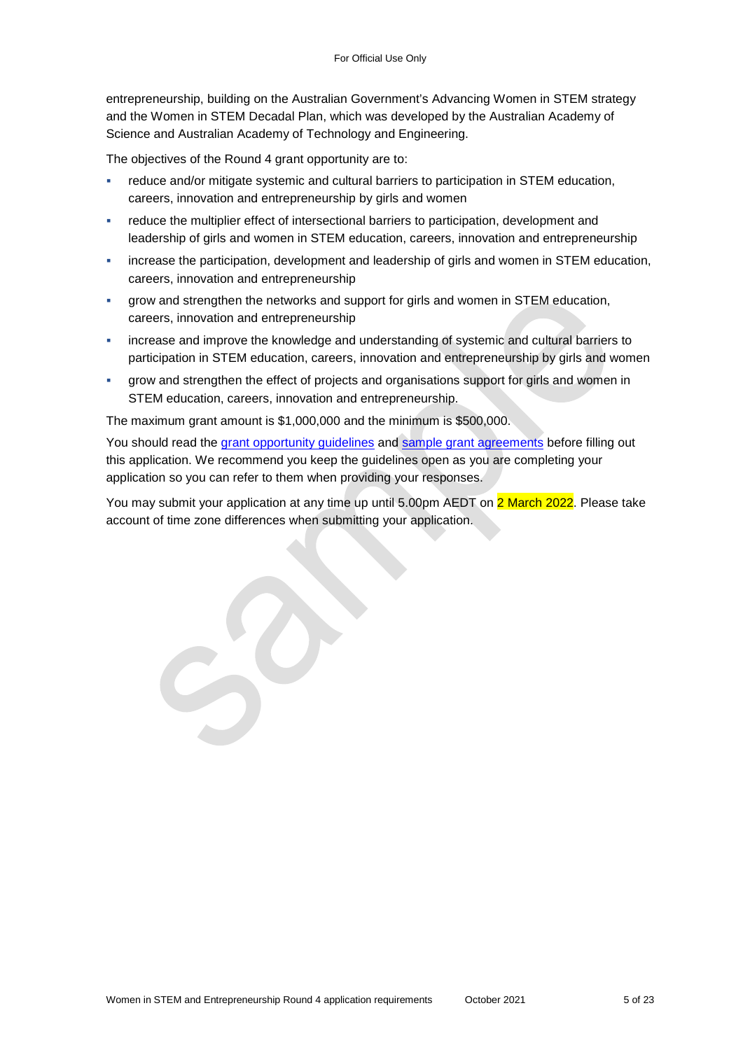entrepreneurship, building on the Australian Government's Advancing Women in STEM strategy and the Women in STEM Decadal Plan, which was developed by the Australian Academy of Science and Australian Academy of Technology and Engineering.

The objectives of the Round 4 grant opportunity are to:

- reduce and/or mitigate systemic and cultural barriers to participation in STEM education, careers, innovation and entrepreneurship by girls and women
- reduce the multiplier effect of intersectional barriers to participation, development and leadership of girls and women in STEM education, careers, innovation and entrepreneurship
- increase the participation, development and leadership of girls and women in STEM education, careers, innovation and entrepreneurship
- grow and strengthen the networks and support for girls and women in STEM education, careers, innovation and entrepreneurship
- increase and improve the knowledge and understanding of systemic and cultural barriers to participation in STEM education, careers, innovation and entrepreneurship by girls and women
- grow and strengthen the effect of projects and organisations support for girls and women in STEM education, careers, innovation and entrepreneurship.

The maximum grant amount is $1,000,000 and the minimum is $500,000.

You should read the grant opportunity guidelines and sample grant agreements before filling out this application. We recommend you keep the guidelines open as you are completing your application so you can refer to them when providing your responses.

You may submit your application at any time up until 5.00pm AEDT on 2 March 2022. Please take account of time zone differences when submitting your application.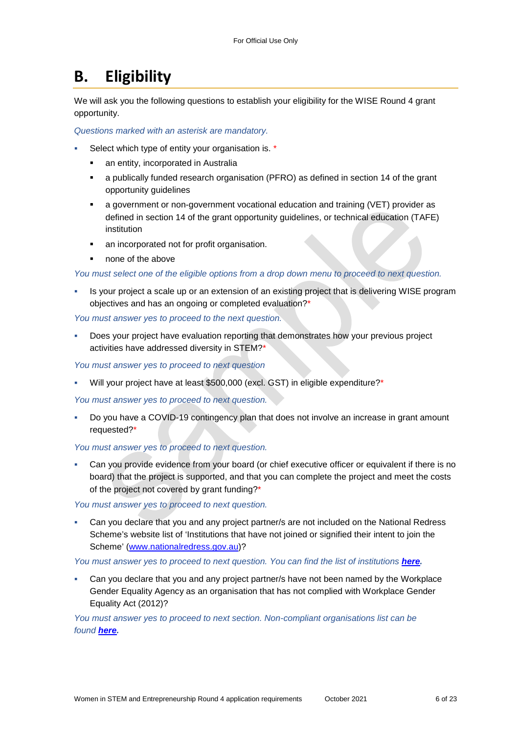# B. Eligibility

We will ask you the following questions to establish your eligibility for the WISE Round 4 grant opportunity.

*Questions marked with an asterisk are mandatory.*

- Select which type of entity your organisation is. *
  - an entity, incorporated in Australia
  - a publically funded research organisation (PFRO) as defined in section 14 of the grant opportunity guidelines
  - a government or non-government vocational education and training (VET) provider as defined in section 14 of the grant opportunity guidelines, or technical education (TAFE) institution
  - an incorporated not for profit organisation.
  - none of the above

*You must select one of the eligible options from a drop down menu to proceed to next question.*

- Is your project a scale up or an extension of an existing project that is delivering WISE program objectives and has an ongoing or completed evaluation?*

*You must answer yes to proceed to the next question.*

- Does your project have evaluation reporting that demonstrates how your previous project activities have addressed diversity in STEM?*

*You must answer yes to proceed to next question*

- Will your project have at least $500,000 (excl. GST) in eligible expenditure?*

*You must answer yes to proceed to next question.*

- Do you have a COVID-19 contingency plan that does not involve an increase in grant amount requested?*

*You must answer yes to proceed to next question.*

- Can you provide evidence from your board (or chief executive officer or equivalent if there is no board) that the project is supported, and that you can complete the project and meet the costs of the project not covered by grant funding?*

*You must answer yes to proceed to next question.*

- Can you declare that you and any project partner/s are not included on the National Redress Scheme's website list of 'Institutions that have not joined or signified their intent to join the Scheme' (www.nationalredress.gov.au)?

*You must answer yes to proceed to next question. You can find the list of institutions **here**.*

- Can you declare that you and any project partner/s have not been named by the Workplace Gender Equality Agency as an organisation that has not complied with Workplace Gender Equality Act (2012)?

*You must answer yes to proceed to next section. Non-compliant organisations list can be found **here**.*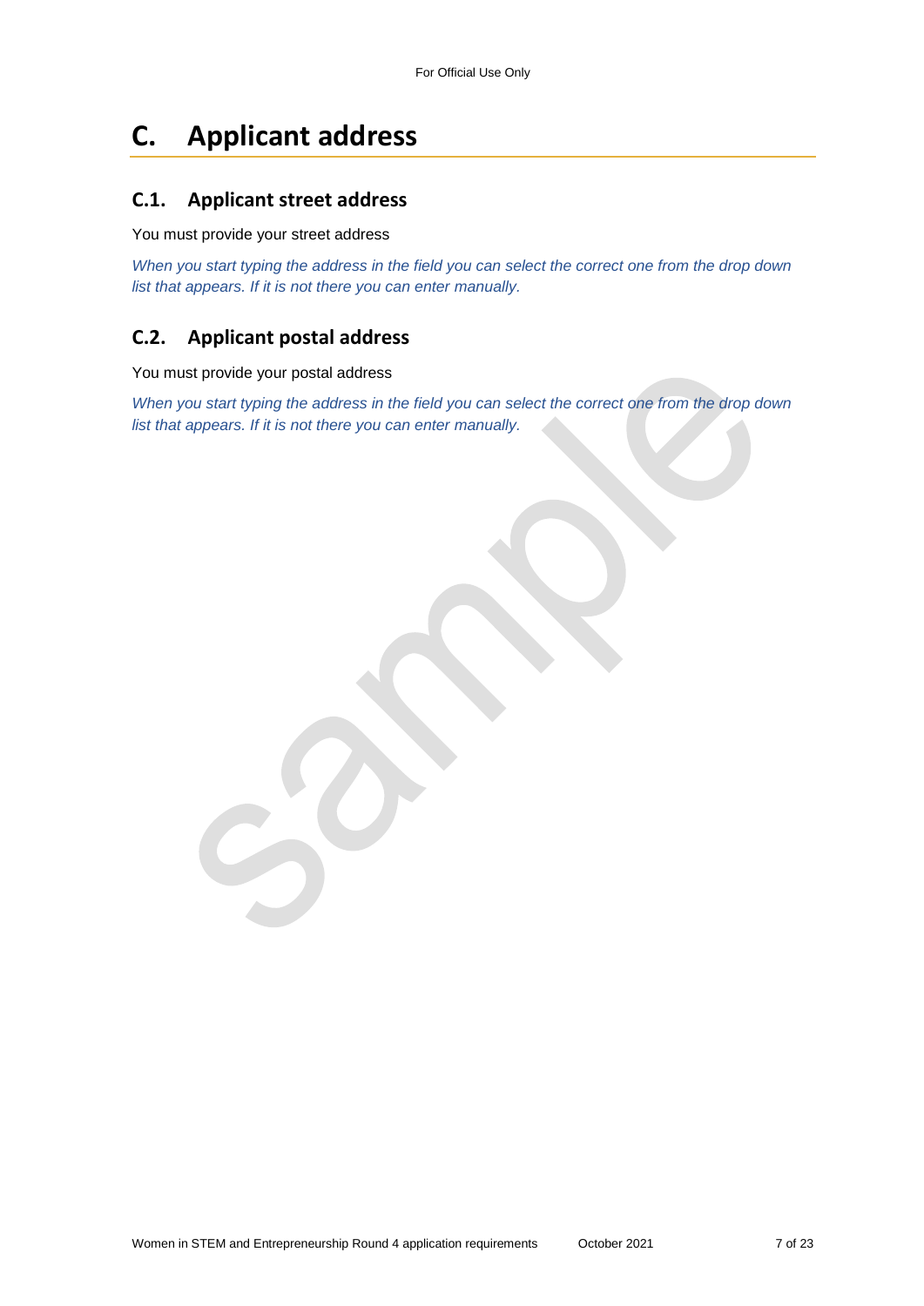# C. Applicant address

## C.1. Applicant street address

You must provide your street address

*When you start typing the address in the field you can select the correct one from the drop down list that appears. If it is not there you can enter manually.*

## C.2. Applicant postal address

You must provide your postal address

*When you start typing the address in the field you can select the correct one from the drop down list that appears. If it is not there you can enter manually.*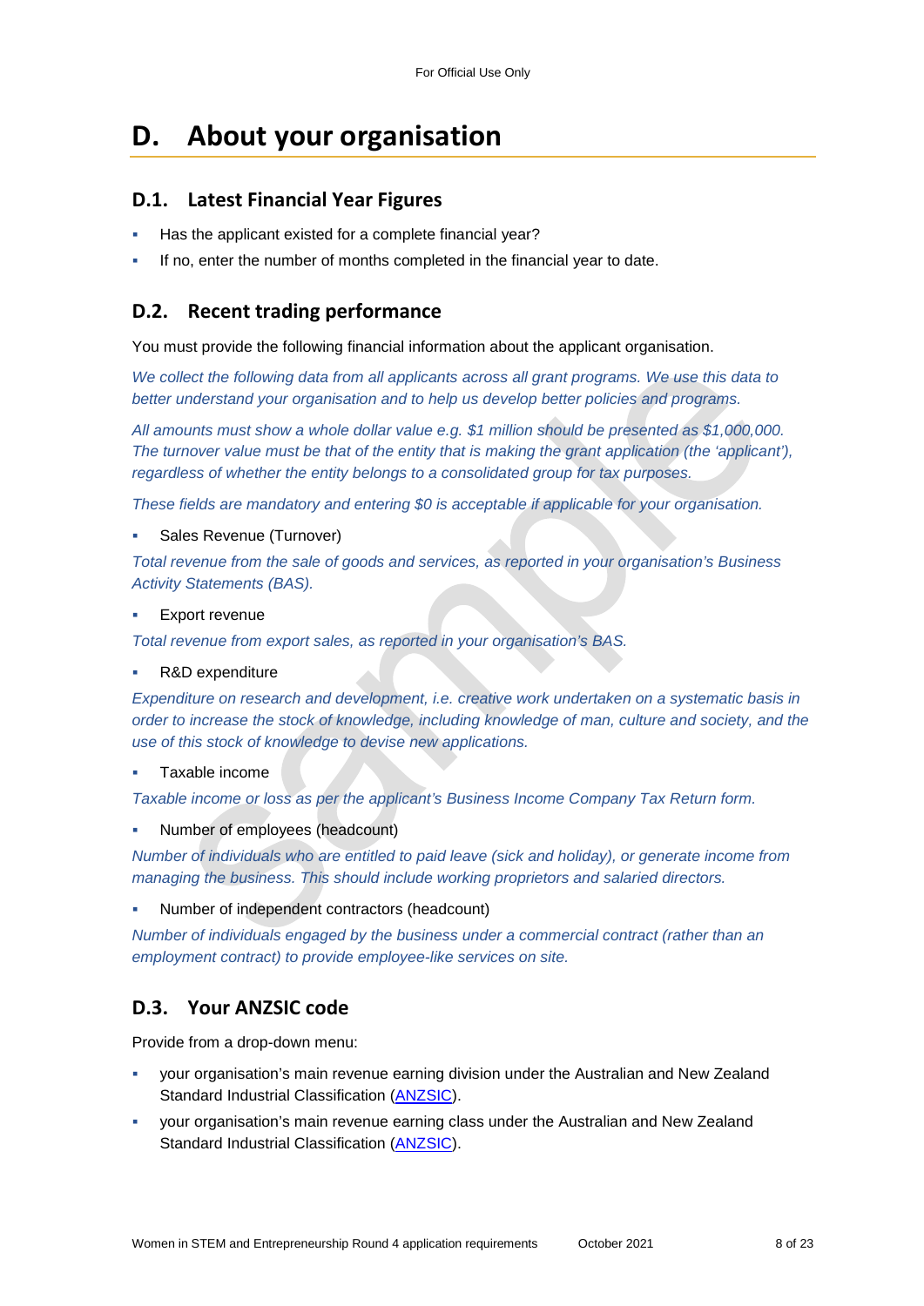# D. About your organisation

## D.1. Latest Financial Year Figures

- Has the applicant existed for a complete financial year?
- If no, enter the number of months completed in the financial year to date.

## D.2. Recent trading performance

You must provide the following financial information about the applicant organisation.

*We collect the following data from all applicants across all grant programs. We use this data to better understand your organisation and to help us develop better policies and programs.*

*All amounts must show a whole dollar value e.g. $1 million should be presented as $1,000,000. The turnover value must be that of the entity that is making the grant application (the 'applicant'), regardless of whether the entity belongs to a consolidated group for tax purposes.*

*These fields are mandatory and entering $0 is acceptable if applicable for your organisation.*

- Sales Revenue (Turnover)

*Total revenue from the sale of goods and services, as reported in your organisation's Business Activity Statements (BAS).*

- Export revenue

*Total revenue from export sales, as reported in your organisation's BAS.*

- R&D expenditure

*Expenditure on research and development, i.e. creative work undertaken on a systematic basis in order to increase the stock of knowledge, including knowledge of man, culture and society, and the use of this stock of knowledge to devise new applications.*

- Taxable income

*Taxable income or loss as per the applicant's Business Income Company Tax Return form.*

- Number of employees (headcount)

*Number of individuals who are entitled to paid leave (sick and holiday), or generate income from managing the business. This should include working proprietors and salaried directors.*

- Number of independent contractors (headcount)

*Number of individuals engaged by the business under a commercial contract (rather than an employment contract) to provide employee-like services on site.*

## D.3. Your ANZSIC code

Provide from a drop-down menu:

- your organisation's main revenue earning division under the Australian and New Zealand Standard Industrial Classification (ANZSIC).
- your organisation's main revenue earning class under the Australian and New Zealand Standard Industrial Classification (ANZSIC).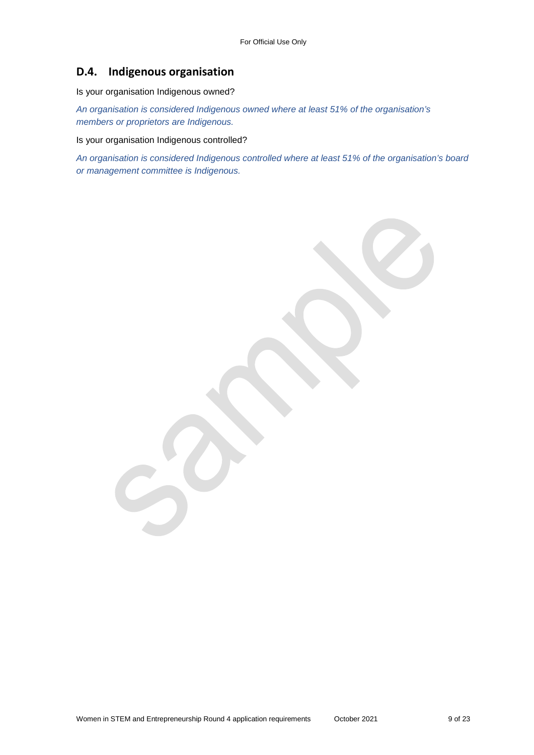## D.4. Indigenous organisation

Is your organisation Indigenous owned?

*An organisation is considered Indigenous owned where at least 51% of the organisation's members or proprietors are Indigenous.*

Is your organisation Indigenous controlled?

*An organisation is considered Indigenous controlled where at least 51% of the organisation's board or management committee is Indigenous.*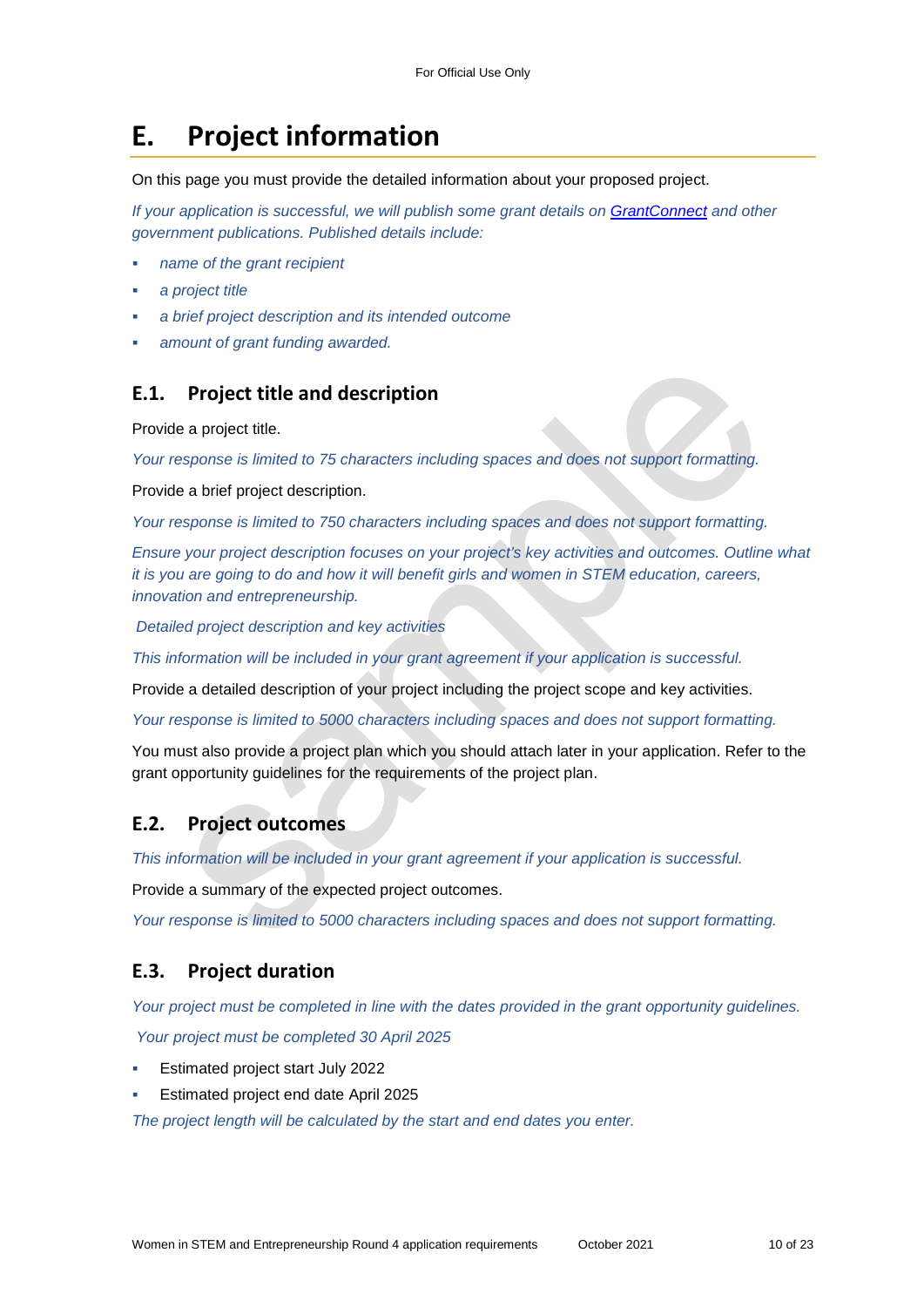# E. Project information

On this page you must provide the detailed information about your proposed project.

*If your application is successful, we will publish some grant details on [GrantConnect](GrantConnect) and other government publications. Published details include:*

- *name of the grant recipient*
- *a project title*
- *a brief project description and its intended outcome*
- *amount of grant funding awarded.*

## E.1. Project title and description

Provide a project title.

*Your response is limited to 75 characters including spaces and does not support formatting.*

Provide a brief project description.

*Your response is limited to 750 characters including spaces and does not support formatting.*

*Ensure your project description focuses on your project's key activities and outcomes. Outline what it is you are going to do and how it will benefit girls and women in STEM education, careers, innovation and entrepreneurship.*

*Detailed project description and key activities*

*This information will be included in your grant agreement if your application is successful.*

Provide a detailed description of your project including the project scope and key activities.

*Your response is limited to 5000 characters including spaces and does not support formatting.*

You must also provide a project plan which you should attach later in your application. Refer to the grant opportunity guidelines for the requirements of the project plan.

## E.2. Project outcomes

*This information will be included in your grant agreement if your application is successful.*

Provide a summary of the expected project outcomes.

*Your response is limited to 5000 characters including spaces and does not support formatting.*

## E.3. Project duration

*Your project must be completed in line with the dates provided in the grant opportunity guidelines.*

*Your project must be completed 30 April 2025*

- Estimated project start July 2022
- Estimated project end date April 2025

*The project length will be calculated by the start and end dates you enter.*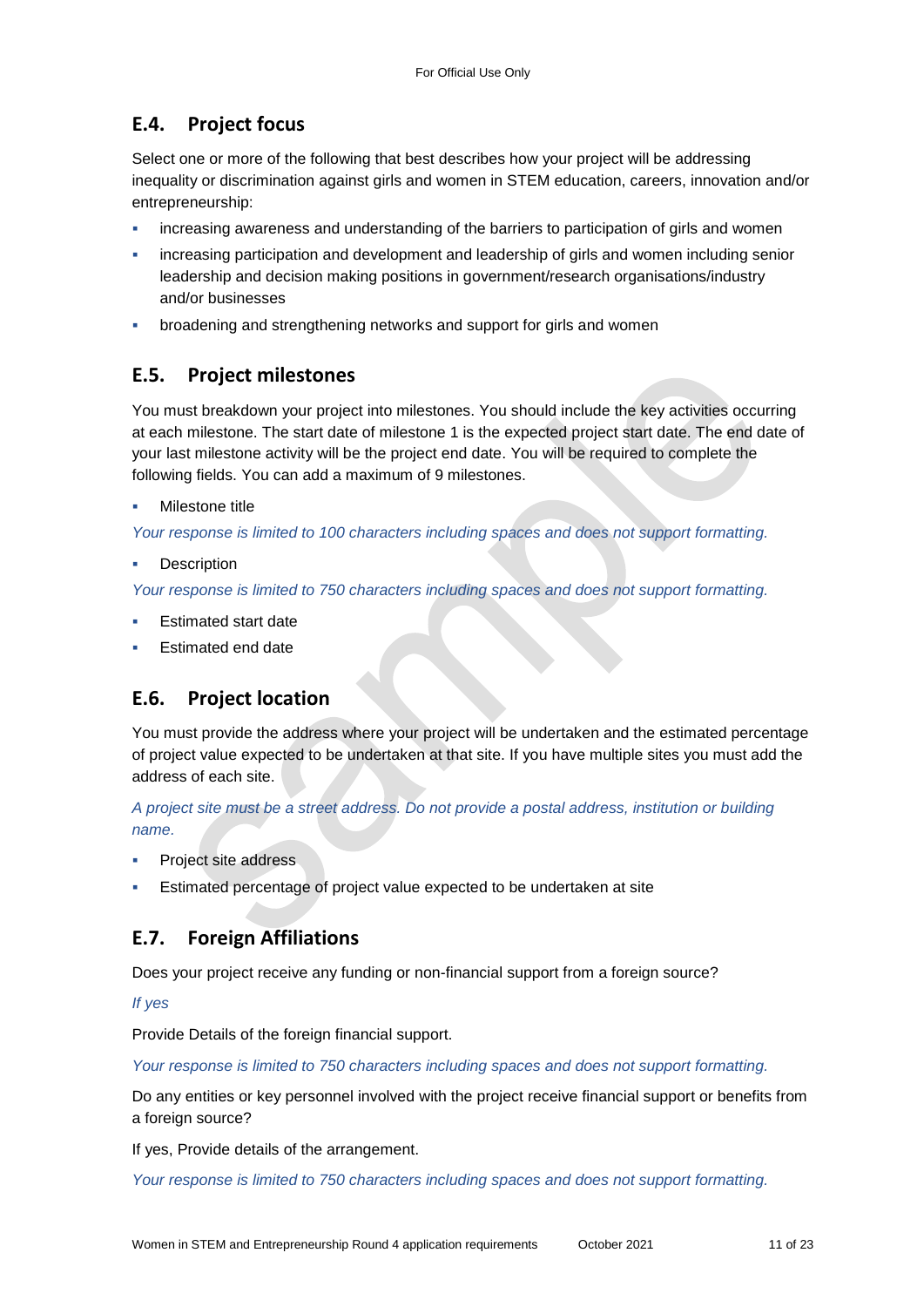## E.4. Project focus

Select one or more of the following that best describes how your project will be addressing inequality or discrimination against girls and women in STEM education, careers, innovation and/or entrepreneurship:

- increasing awareness and understanding of the barriers to participation of girls and women
- increasing participation and development and leadership of girls and women including senior leadership and decision making positions in government/research organisations/industry and/or businesses
- broadening and strengthening networks and support for girls and women

## E.5. Project milestones

You must breakdown your project into milestones. You should include the key activities occurring at each milestone. The start date of milestone 1 is the expected project start date. The end date of your last milestone activity will be the project end date. You will be required to complete the following fields. You can add a maximum of 9 milestones.

- Milestone title

*Your response is limited to 100 characters including spaces and does not support formatting.*

- Description

*Your response is limited to 750 characters including spaces and does not support formatting.*

- Estimated start date
- Estimated end date

## E.6. Project location

You must provide the address where your project will be undertaken and the estimated percentage of project value expected to be undertaken at that site. If you have multiple sites you must add the address of each site.

*A project site must be a street address. Do not provide a postal address, institution or building name.*

- Project site address
- Estimated percentage of project value expected to be undertaken at site

## E.7. Foreign Affiliations

Does your project receive any funding or non-financial support from a foreign source?

*If yes*

Provide Details of the foreign financial support.

*Your response is limited to 750 characters including spaces and does not support formatting.*

Do any entities or key personnel involved with the project receive financial support or benefits from a foreign source?

If yes, Provide details of the arrangement.

*Your response is limited to 750 characters including spaces and does not support formatting.*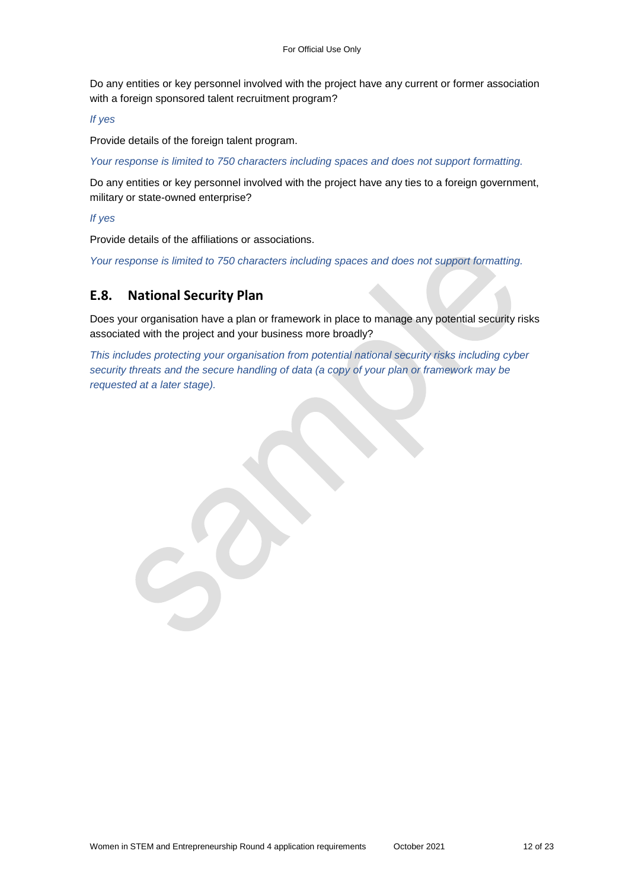Do any entities or key personnel involved with the project have any current or former association with a foreign sponsored talent recruitment program?

*If yes*

Provide details of the foreign talent program.

*Your response is limited to 750 characters including spaces and does not support formatting.*

Do any entities or key personnel involved with the project have any ties to a foreign government, military or state-owned enterprise?

*If yes*

Provide details of the affiliations or associations.

*Your response is limited to 750 characters including spaces and does not support formatting.*

## E.8. National Security Plan

Does your organisation have a plan or framework in place to manage any potential security risks associated with the project and your business more broadly?

*This includes protecting your organisation from potential national security risks including cyber security threats and the secure handling of data (a copy of your plan or framework may be requested at a later stage).*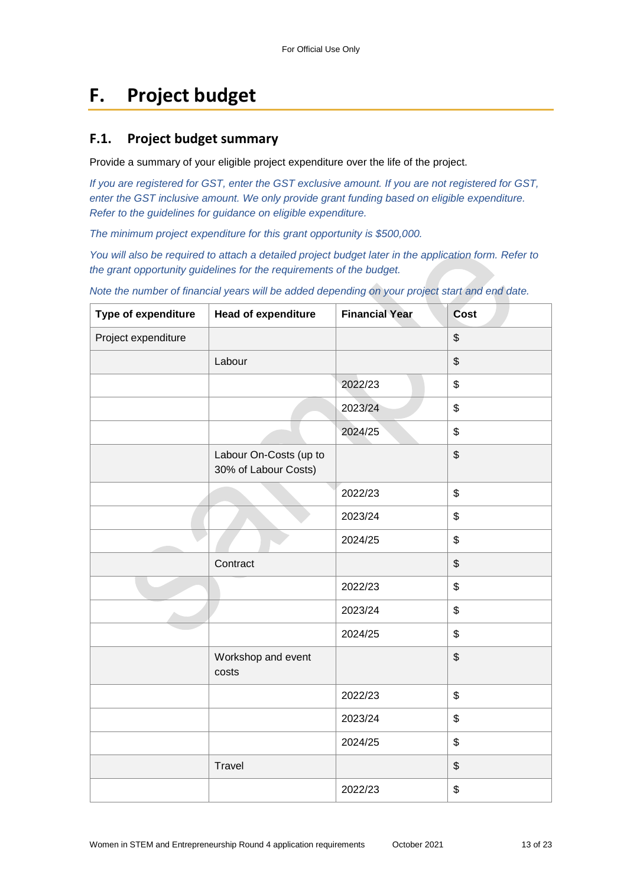# F. Project budget

## F.1. Project budget summary

Provide a summary of your eligible project expenditure over the life of the project.

*If you are registered for GST, enter the GST exclusive amount. If you are not registered for GST, enter the GST inclusive amount. We only provide grant funding based on eligible expenditure. Refer to the guidelines for guidance on eligible expenditure.*

*The minimum project expenditure for this grant opportunity is $500,000.*

*You will also be required to attach a detailed project budget later in the application form. Refer to the grant opportunity guidelines for the requirements of the budget.*

*Note the number of financial years will be added depending on your project start and end date.*

| Type of expenditure | Head of expenditure | Financial Year | Cost |
|---|---|---|---|
| Project expenditure | | | $ |
| | Labour | | $ |
| | | 2022/23 | $ |
| | | 2023/24 | $ |
| | | 2024/25 | $ |
| | Labour On-Costs (up to 30% of Labour Costs) | | $ |
| | | 2022/23 | $ |
| | | 2023/24 | $ |
| | | 2024/25 | $ |
| | Contract | | $ |
| | | 2022/23 | $ |
| | | 2023/24 | $ |
| | | 2024/25 | $ |
| | Workshop and event costs | | $ |
| | | 2022/23 | $ |
| | | 2023/24 | $ |
| | | 2024/25 | $ |
| | Travel | | $ |
| | | 2022/23 | $ |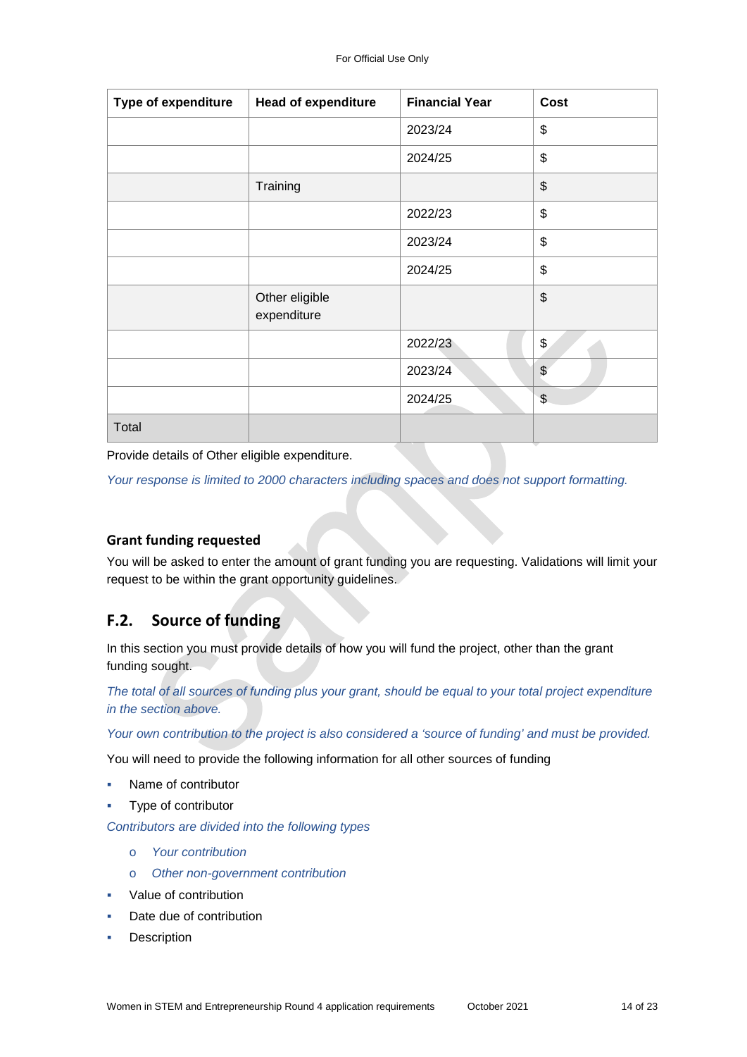| Type of expenditure | Head of expenditure | Financial Year | Cost |
|---|---|---|---|
| | | 2023/24 | $ |
| | | 2024/25 | $ |
| | Training | | $ |
| | | 2022/23 | $ |
| | | 2023/24 | $ |
| | | 2024/25 | $ |
| | Other eligible expenditure | | $ |
| | | 2022/23 | $ |
| | | 2023/24 | $ |
| | | 2024/25 | $ |
| Total | | | |

Provide details of Other eligible expenditure.

*Your response is limited to 2000 characters including spaces and does not support formatting.*

### Grant funding requested

You will be asked to enter the amount of grant funding you are requesting. Validations will limit your request to be within the grant opportunity guidelines.

## F.2. Source of funding

In this section you must provide details of how you will fund the project, other than the grant funding sought.

*The total of all sources of funding plus your grant, should be equal to your total project expenditure in the section above.*

*Your own contribution to the project is also considered a 'source of funding' and must be provided.*

You will need to provide the following information for all other sources of funding

- Name of contributor
- Type of contributor

*Contributors are divided into the following types*

  - *Your contribution*
  - *Other non-government contribution*

- Value of contribution
- Date due of contribution
- Description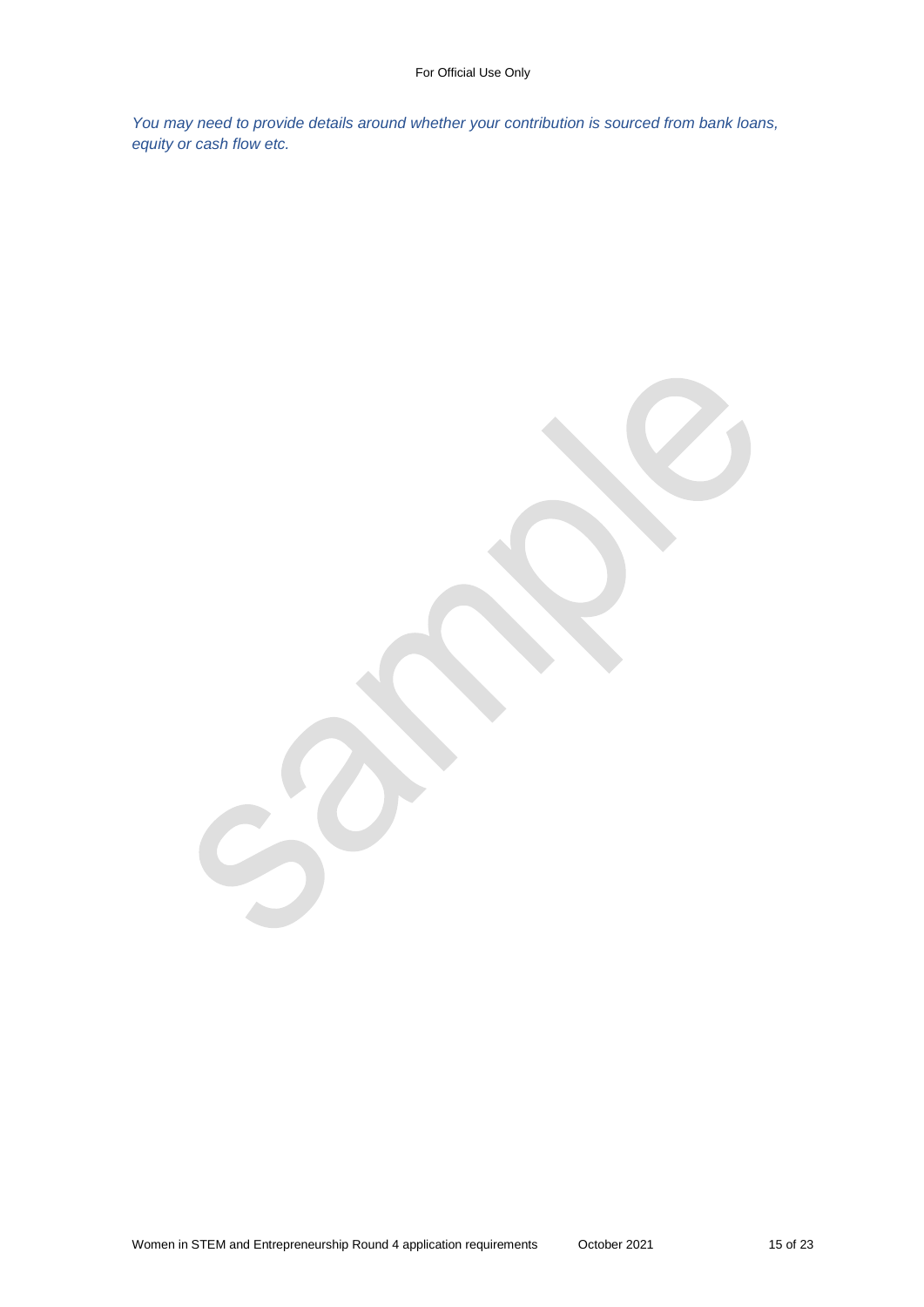*You may need to provide details around whether your contribution is sourced from bank loans, equity or cash flow etc.*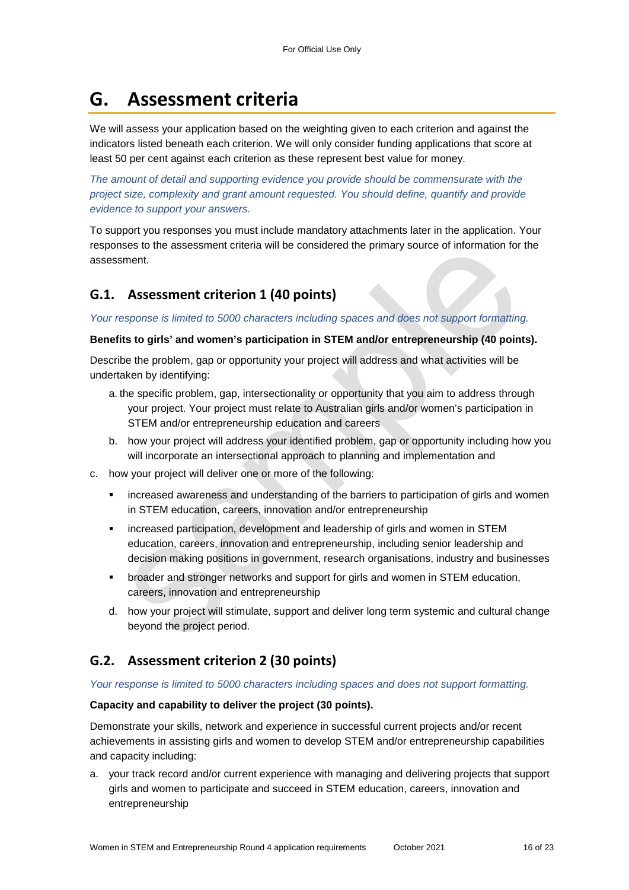# G. Assessment criteria

We will assess your application based on the weighting given to each criterion and against the indicators listed beneath each criterion. We will only consider funding applications that score at least 50 per cent against each criterion as these represent best value for money.

*The amount of detail and supporting evidence you provide should be commensurate with the project size, complexity and grant amount requested. You should define, quantify and provide evidence to support your answers.*

To support you responses you must include mandatory attachments later in the application. Your responses to the assessment criteria will be considered the primary source of information for the assessment.

## G.1. Assessment criterion 1 (40 points)

*Your response is limited to 5000 characters including spaces and does not support formatting.*

**Benefits to girls' and women's participation in STEM and/or entrepreneurship (40 points).**

Describe the problem, gap or opportunity your project will address and what activities will be undertaken by identifying:

a. the specific problem, gap, intersectionality or opportunity that you aim to address through your project. Your project must relate to Australian girls and/or women's participation in STEM and/or entrepreneurship education and careers

b. how your project will address your identified problem, gap or opportunity including how you will incorporate an intersectional approach to planning and implementation and

c. how your project will deliver one or more of the following:
   - increased awareness and understanding of the barriers to participation of girls and women in STEM education, careers, innovation and/or entrepreneurship
   - increased participation, development and leadership of girls and women in STEM education, careers, innovation and entrepreneurship, including senior leadership and decision making positions in government, research organisations, industry and businesses
   - broader and stronger networks and support for girls and women in STEM education, careers, innovation and entrepreneurship

d. how your project will stimulate, support and deliver long term systemic and cultural change beyond the project period.

## G.2. Assessment criterion 2 (30 points)

*Your response is limited to 5000 characters including spaces and does not support formatting.*

**Capacity and capability to deliver the project (30 points).**

Demonstrate your skills, network and experience in successful current projects and/or recent achievements in assisting girls and women to develop STEM and/or entrepreneurship capabilities and capacity including:

a. your track record and/or current experience with managing and delivering projects that support girls and women to participate and succeed in STEM education, careers, innovation and entrepreneurship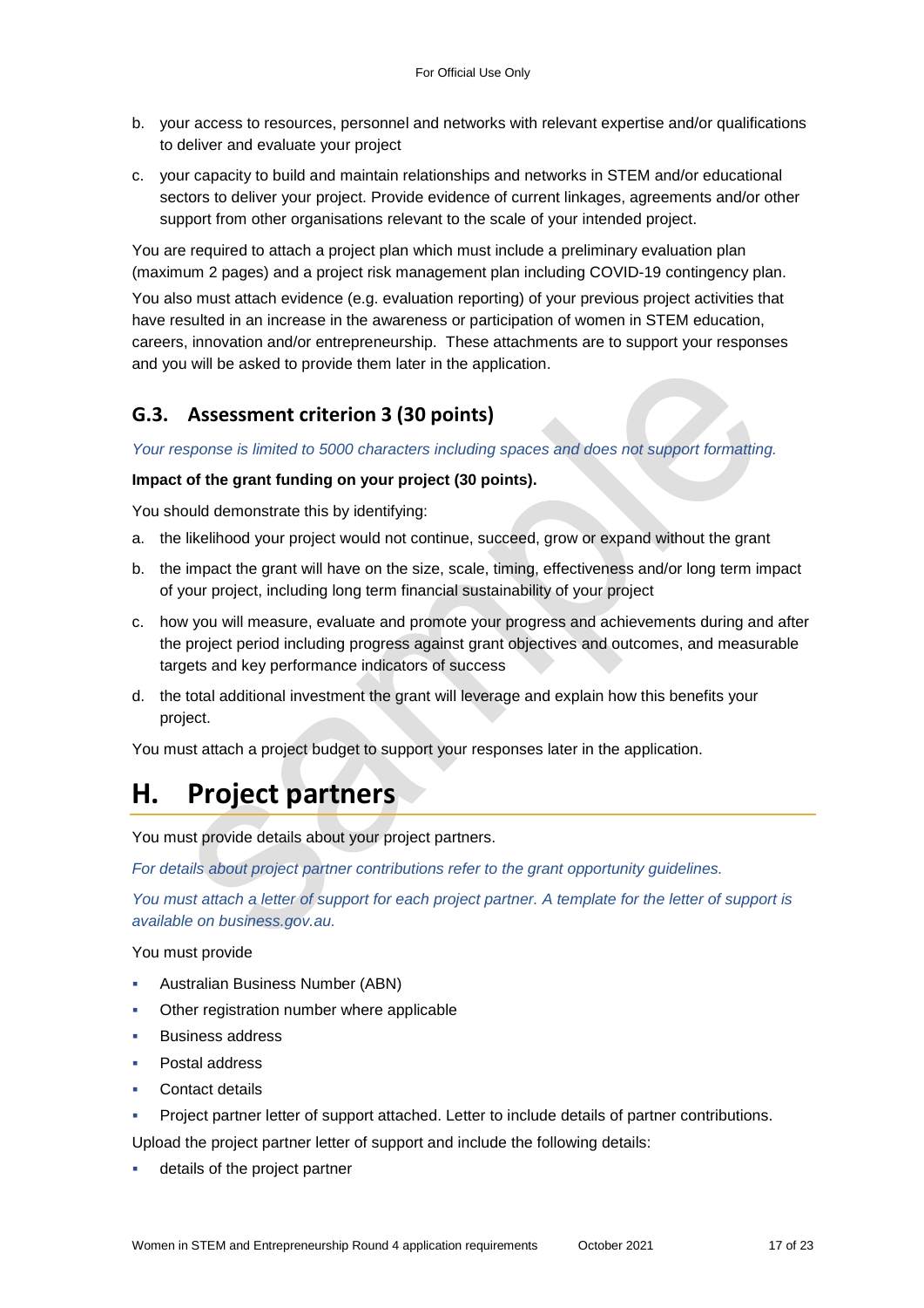b. your access to resources, personnel and networks with relevant expertise and/or qualifications to deliver and evaluate your project

c. your capacity to build and maintain relationships and networks in STEM and/or educational sectors to deliver your project. Provide evidence of current linkages, agreements and/or other support from other organisations relevant to the scale of your intended project.

You are required to attach a project plan which must include a preliminary evaluation plan (maximum 2 pages) and a project risk management plan including COVID-19 contingency plan.

You also must attach evidence (e.g. evaluation reporting) of your previous project activities that have resulted in an increase in the awareness or participation of women in STEM education, careers, innovation and/or entrepreneurship. These attachments are to support your responses and you will be asked to provide them later in the application.

### G.3. Assessment criterion 3 (30 points)

*Your response is limited to 5000 characters including spaces and does not support formatting.*

**Impact of the grant funding on your project (30 points).**

You should demonstrate this by identifying:

a. the likelihood your project would not continue, succeed, grow or expand without the grant

b. the impact the grant will have on the size, scale, timing, effectiveness and/or long term impact of your project, including long term financial sustainability of your project

c. how you will measure, evaluate and promote your progress and achievements during and after the project period including progress against grant objectives and outcomes, and measurable targets and key performance indicators of success

d. the total additional investment the grant will leverage and explain how this benefits your project.

You must attach a project budget to support your responses later in the application.

## H. Project partners

You must provide details about your project partners.

*For details about project partner contributions refer to the grant opportunity guidelines.*

*You must attach a letter of support for each project partner. A template for the letter of support is available on business.gov.au.*

You must provide

- Australian Business Number (ABN)
- Other registration number where applicable
- Business address
- Postal address
- Contact details
- Project partner letter of support attached. Letter to include details of partner contributions.

Upload the project partner letter of support and include the following details:

- details of the project partner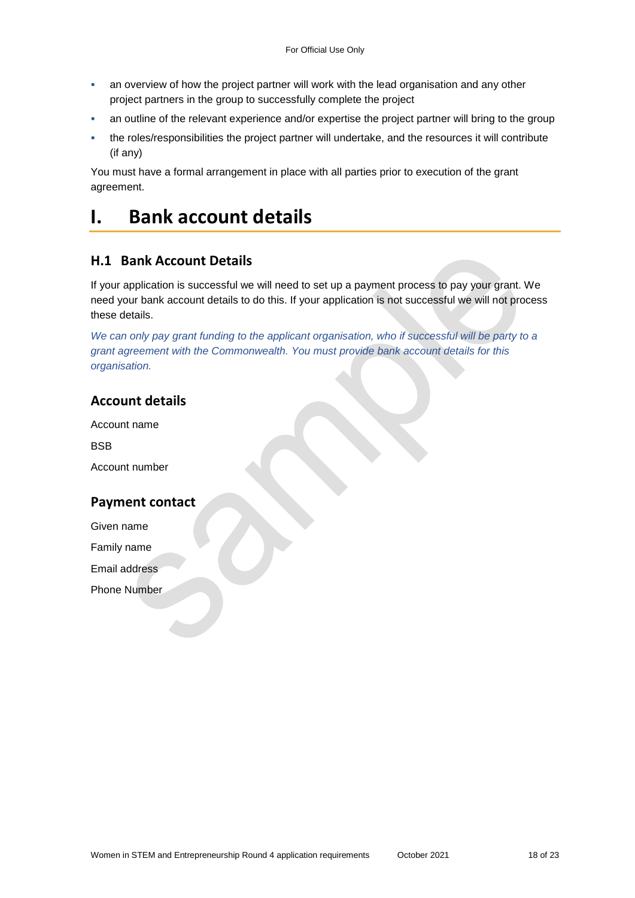- an overview of how the project partner will work with the lead organisation and any other project partners in the group to successfully complete the project
- an outline of the relevant experience and/or expertise the project partner will bring to the group
- the roles/responsibilities the project partner will undertake, and the resources it will contribute (if any)

You must have a formal arrangement in place with all parties prior to execution of the grant agreement.

# I. Bank account details

## H.1 Bank Account Details

If your application is successful we will need to set up a payment process to pay your grant. We need your bank account details to do this. If your application is not successful we will not process these details.

*We can only pay grant funding to the applicant organisation, who if successful will be party to a grant agreement with the Commonwealth. You must provide bank account details for this organisation.*

### Account details

Account name

BSB

Account number

### Payment contact

Given name

Family name

Email address

Phone Number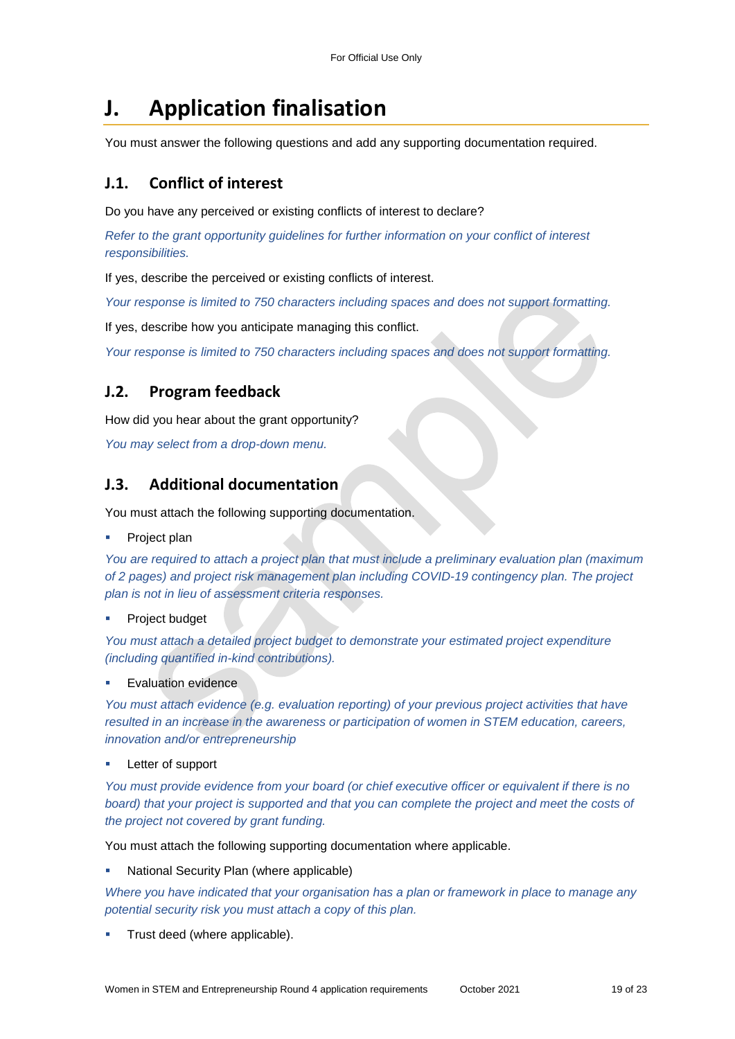# J. Application finalisation

You must answer the following questions and add any supporting documentation required.

## J.1. Conflict of interest

Do you have any perceived or existing conflicts of interest to declare?

*Refer to the grant opportunity guidelines for further information on your conflict of interest responsibilities.*

If yes, describe the perceived or existing conflicts of interest.

*Your response is limited to 750 characters including spaces and does not support formatting.*

If yes, describe how you anticipate managing this conflict.

*Your response is limited to 750 characters including spaces and does not support formatting.*

## J.2. Program feedback

How did you hear about the grant opportunity?

*You may select from a drop-down menu.*

## J.3. Additional documentation

You must attach the following supporting documentation.

- Project plan

*You are required to attach a project plan that must include a preliminary evaluation plan (maximum of 2 pages) and project risk management plan including COVID-19 contingency plan. The project plan is not in lieu of assessment criteria responses.*

- Project budget

*You must attach a detailed project budget to demonstrate your estimated project expenditure (including quantified in-kind contributions).*

- Evaluation evidence

*You must attach evidence (e.g. evaluation reporting) of your previous project activities that have resulted in an increase in the awareness or participation of women in STEM education, careers, innovation and/or entrepreneurship*

- Letter of support

*You must provide evidence from your board (or chief executive officer or equivalent if there is no board) that your project is supported and that you can complete the project and meet the costs of the project not covered by grant funding.*

You must attach the following supporting documentation where applicable.

- National Security Plan (where applicable)

*Where you have indicated that your organisation has a plan or framework in place to manage any potential security risk you must attach a copy of this plan.*

- Trust deed (where applicable).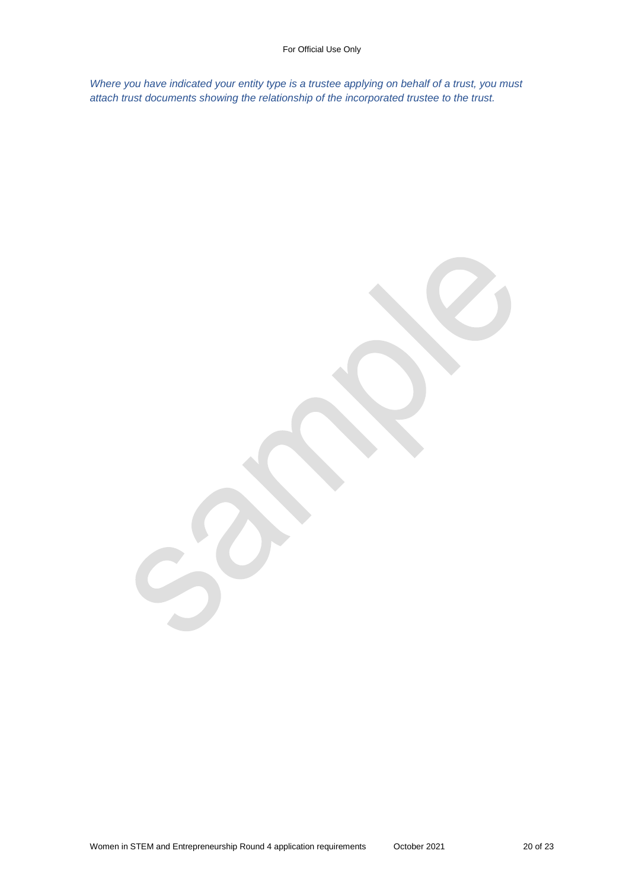*Where you have indicated your entity type is a trustee applying on behalf of a trust, you must attach trust documents showing the relationship of the incorporated trustee to the trust.*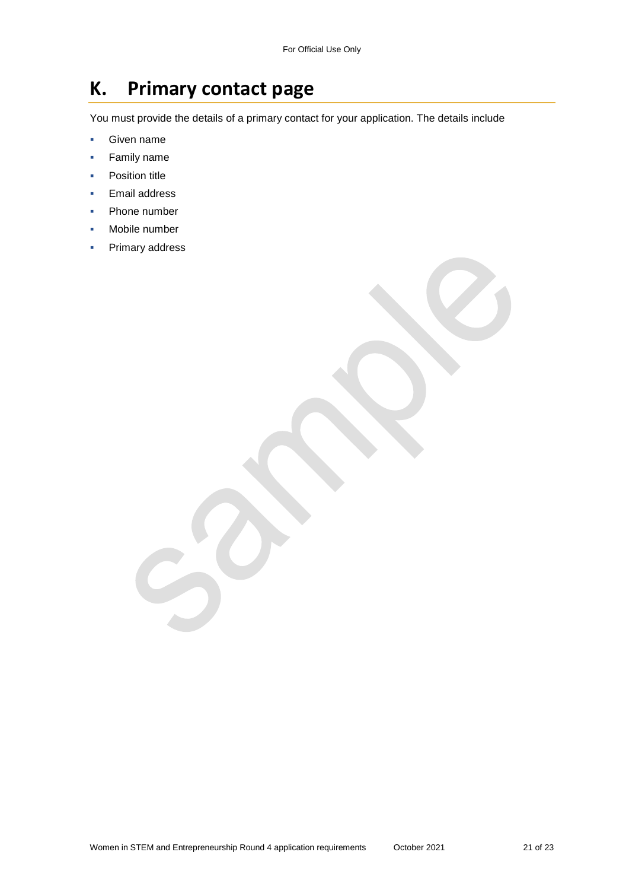# K. Primary contact page

You must provide the details of a primary contact for your application. The details include

- Given name
- Family name
- Position title
- Email address
- Phone number
- Mobile number
- Primary address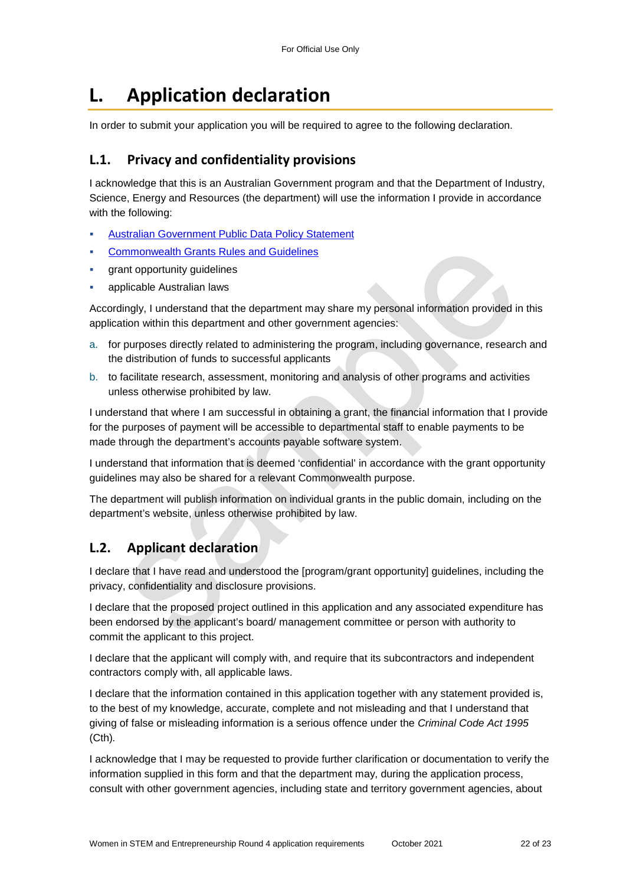# L. Application declaration

In order to submit your application you will be required to agree to the following declaration.

## L.1. Privacy and confidentiality provisions

I acknowledge that this is an Australian Government program and that the Department of Industry, Science, Energy and Resources (the department) will use the information I provide in accordance with the following:

- Australian Government Public Data Policy Statement
- Commonwealth Grants Rules and Guidelines
- grant opportunity guidelines
- applicable Australian laws

Accordingly, I understand that the department may share my personal information provided in this application within this department and other government agencies:

a. for purposes directly related to administering the program, including governance, research and the distribution of funds to successful applicants
b. to facilitate research, assessment, monitoring and analysis of other programs and activities unless otherwise prohibited by law.

I understand that where I am successful in obtaining a grant, the financial information that I provide for the purposes of payment will be accessible to departmental staff to enable payments to be made through the department's accounts payable software system.

I understand that information that is deemed 'confidential' in accordance with the grant opportunity guidelines may also be shared for a relevant Commonwealth purpose.

The department will publish information on individual grants in the public domain, including on the department's website, unless otherwise prohibited by law.

## L.2. Applicant declaration

I declare that I have read and understood the [program/grant opportunity] guidelines, including the privacy, confidentiality and disclosure provisions.

I declare that the proposed project outlined in this application and any associated expenditure has been endorsed by the applicant's board/ management committee or person with authority to commit the applicant to this project.

I declare that the applicant will comply with, and require that its subcontractors and independent contractors comply with, all applicable laws.

I declare that the information contained in this application together with any statement provided is, to the best of my knowledge, accurate, complete and not misleading and that I understand that giving of false or misleading information is a serious offence under the *Criminal Code Act 1995* (Cth).

I acknowledge that I may be requested to provide further clarification or documentation to verify the information supplied in this form and that the department may, during the application process, consult with other government agencies, including state and territory government agencies, about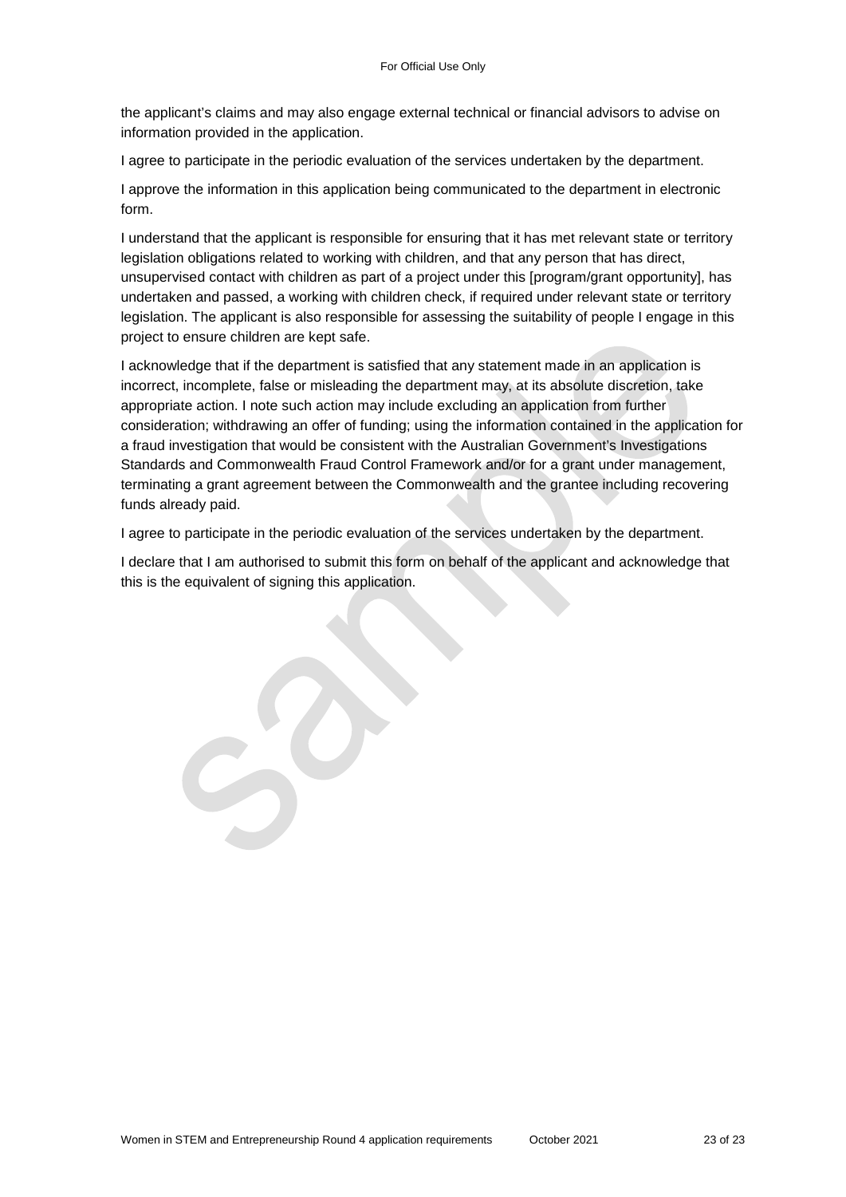the applicant's claims and may also engage external technical or financial advisors to advise on information provided in the application.

I agree to participate in the periodic evaluation of the services undertaken by the department.

I approve the information in this application being communicated to the department in electronic form.

I understand that the applicant is responsible for ensuring that it has met relevant state or territory legislation obligations related to working with children, and that any person that has direct, unsupervised contact with children as part of a project under this [program/grant opportunity], has undertaken and passed, a working with children check, if required under relevant state or territory legislation. The applicant is also responsible for assessing the suitability of people I engage in this project to ensure children are kept safe.

I acknowledge that if the department is satisfied that any statement made in an application is incorrect, incomplete, false or misleading the department may, at its absolute discretion, take appropriate action. I note such action may include excluding an application from further consideration; withdrawing an offer of funding; using the information contained in the application for a fraud investigation that would be consistent with the Australian Government's Investigations Standards and Commonwealth Fraud Control Framework and/or for a grant under management, terminating a grant agreement between the Commonwealth and the grantee including recovering funds already paid.

I agree to participate in the periodic evaluation of the services undertaken by the department.

I declare that I am authorised to submit this form on behalf of the applicant and acknowledge that this is the equivalent of signing this application.